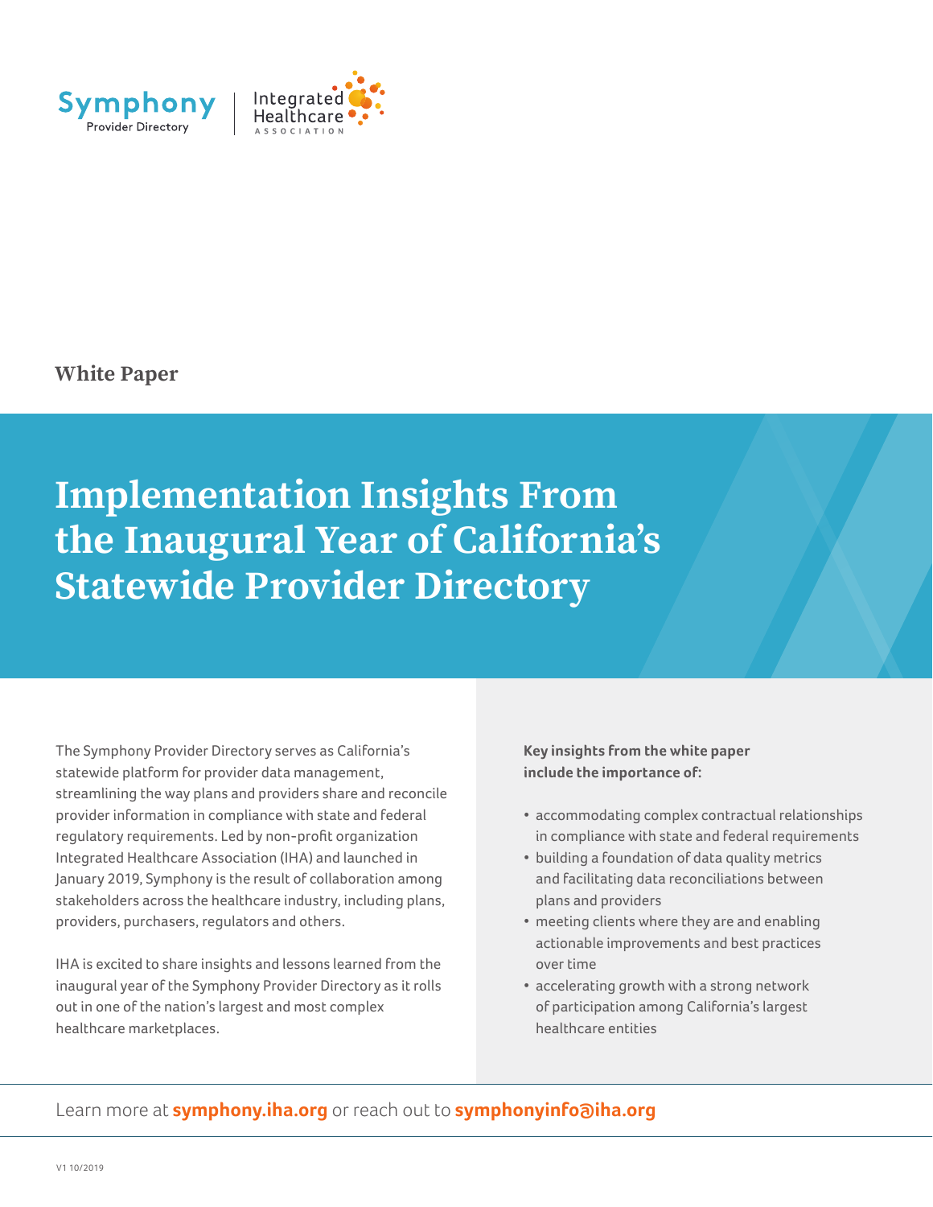Symphony Provider Directory | Integrated Healthcare Association

White Paper

# Implementation Insights From the Inaugural Year of California's Statewide Provider Directory

The Symphony Provider Directory serves as California's statewide platform for provider data management, streamlining the way plans and providers share and reconcile provider information in compliance with state and federal regulatory requirements. Led by non-profit organization Integrated Healthcare Association (IHA) and launched in January 2019, Symphony is the result of collaboration among stakeholders across the healthcare industry, including plans, providers, purchasers, regulators and others.

IHA is excited to share insights and lessons learned from the inaugural year of the Symphony Provider Directory as it rolls out in one of the nation's largest and most complex healthcare marketplaces.

**Key insights from the white paper include the importance of:**

- accommodating complex contractual relationships in compliance with state and federal requirements
- building a foundation of data quality metrics and facilitating data reconciliations between plans and providers
- meeting clients where they are and enabling actionable improvements and best practices over time
- accelerating growth with a strong network of participation among California's largest healthcare entities

Learn more at **symphony.iha.org** or reach out to **symphonyinfo@iha.org**

V1 10/2019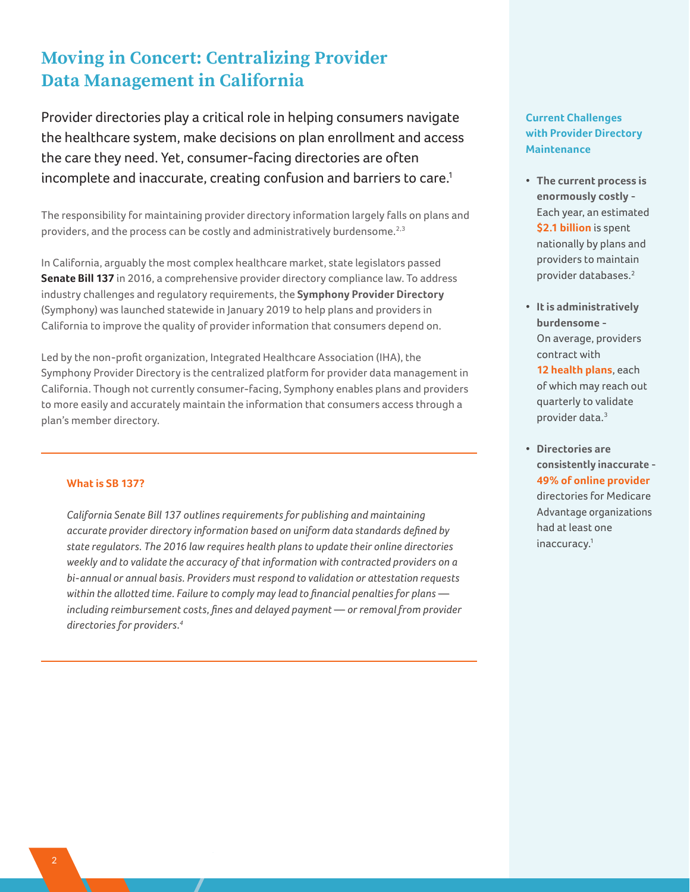# Moving in Concert: Centralizing Provider Data Management in California

Provider directories play a critical role in helping consumers navigate the healthcare system, make decisions on plan enrollment and access the care they need. Yet, consumer-facing directories are often incomplete and inaccurate, creating confusion and barriers to care.[1]

The responsibility for maintaining provider directory information largely falls on plans and providers, and the process can be costly and administratively burdensome.[2,3]

In California, arguably the most complex healthcare market, state legislators passed **Senate Bill 137** in 2016, a comprehensive provider directory compliance law. To address industry challenges and regulatory requirements, the **Symphony Provider Directory** (Symphony) was launched statewide in January 2019 to help plans and providers in California to improve the quality of provider information that consumers depend on.

Led by the non-profit organization, Integrated Healthcare Association (IHA), the Symphony Provider Directory is the centralized platform for provider data management in California. Though not currently consumer-facing, Symphony enables plans and providers to more easily and accurately maintain the information that consumers access through a plan's member directory.

---

**What is SB 137?**

*California Senate Bill 137 outlines requirements for publishing and maintaining accurate provider directory information based on uniform data standards defined by state regulators. The 2016 law requires health plans to update their online directories weekly and to validate the accuracy of that information with contracted providers on a bi-annual or annual basis. Providers must respond to validation or attestation requests within the allotted time. Failure to comply may lead to financial penalties for plans — including reimbursement costs, fines and delayed payment — or removal from provider directories for providers.[4]*

---

### Current Challenges with Provider Directory Maintenance

- **The current process is enormously costly -** Each year, an estimated **$2.1 billion** is spent nationally by plans and providers to maintain provider databases.[2]
- **It is administratively burdensome -** On average, providers contract with **12 health plans**, each of which may reach out quarterly to validate provider data.[3]
- **Directories are consistently inaccurate - 49% of online provider** directories for Medicare Advantage organizations had at least one inaccuracy.[1]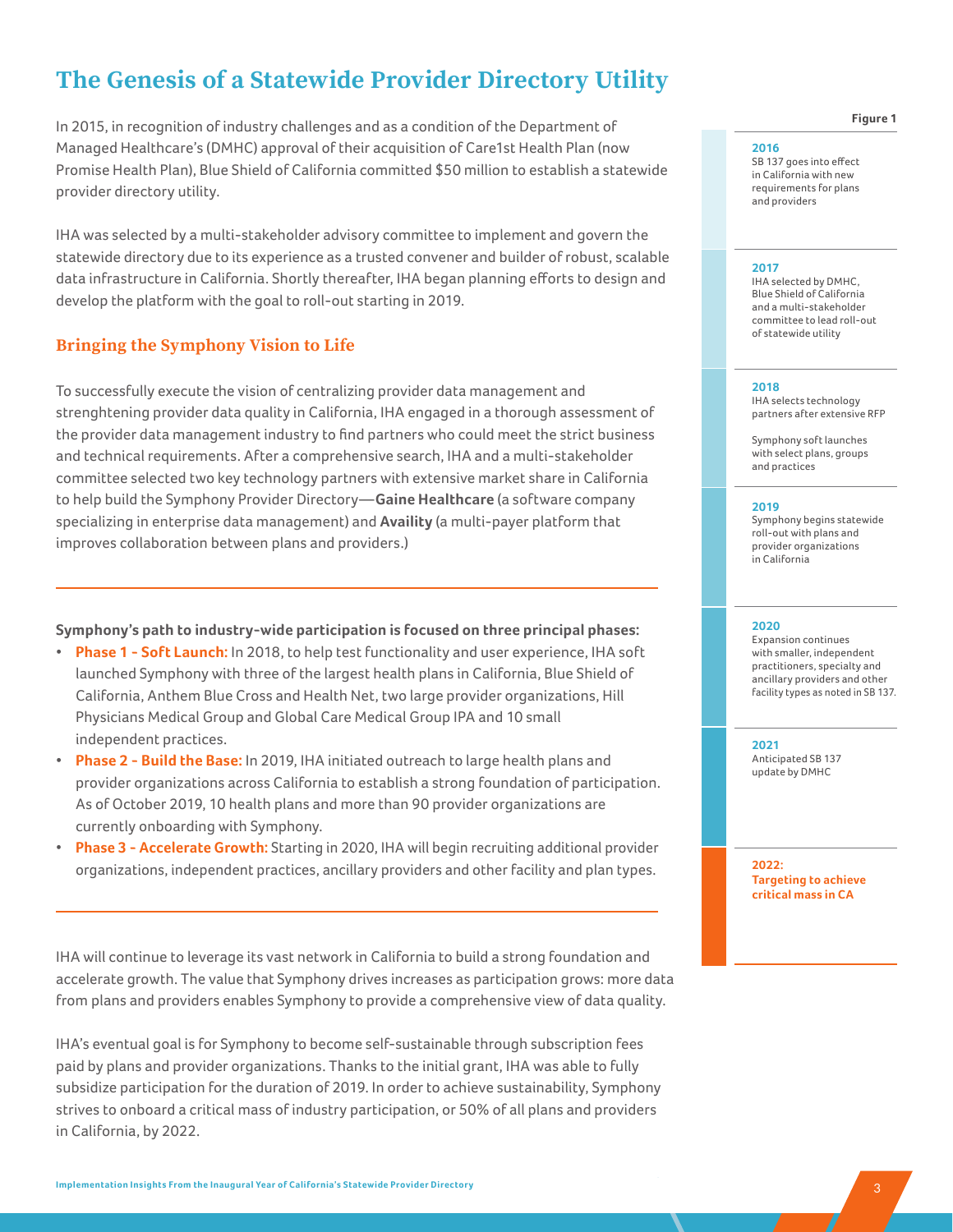# The Genesis of a Statewide Provider Directory Utility

In 2015, in recognition of industry challenges and as a condition of the Department of Managed Healthcare's (DMHC) approval of their acquisition of Care1st Health Plan (now Promise Health Plan), Blue Shield of California committed $50 million to establish a statewide provider directory utility.

IHA was selected by a multi-stakeholder advisory committee to implement and govern the statewide directory due to its experience as a trusted convener and builder of robust, scalable data infrastructure in California. Shortly thereafter, IHA began planning efforts to design and develop the platform with the goal to roll-out starting in 2019.

## Bringing the Symphony Vision to Life

To successfully execute the vision of centralizing provider data management and strenghtening provider data quality in California, IHA engaged in a thorough assessment of the provider data management industry to find partners who could meet the strict business and technical requirements. After a comprehensive search, IHA and a multi-stakeholder committee selected two key technology partners with extensive market share in California to help build the Symphony Provider Directory—**Gaine Healthcare** (a software company specializing in enterprise data management) and **Availity** (a multi-payer platform that improves collaboration between plans and providers.)

---

**Symphony's path to industry-wide participation is focused on three principal phases:**

- **Phase 1 - Soft Launch:** In 2018, to help test functionality and user experience, IHA soft launched Symphony with three of the largest health plans in California, Blue Shield of California, Anthem Blue Cross and Health Net, two large provider organizations, Hill Physicians Medical Group and Global Care Medical Group IPA and 10 small independent practices.
- **Phase 2 - Build the Base:** In 2019, IHA initiated outreach to large health plans and provider organizations across California to establish a strong foundation of participation. As of October 2019, 10 health plans and more than 90 provider organizations are currently onboarding with Symphony.
- **Phase 3 - Accelerate Growth:** Starting in 2020, IHA will begin recruiting additional provider organizations, independent practices, ancillary providers and other facility and plan types.

---

IHA will continue to leverage its vast network in California to build a strong foundation and accelerate growth. The value that Symphony drives increases as participation grows: more data from plans and providers enables Symphony to provide a comprehensive view of data quality.

IHA's eventual goal is for Symphony to become self-sustainable through subscription fees paid by plans and provider organizations. Thanks to the initial grant, IHA was able to fully subsidize participation for the duration of 2019. In order to achieve sustainability, Symphony strives to onboard a critical mass of industry participation, or 50% of all plans and providers in California, by 2022.

**Figure 1**

**2016**
SB 137 goes into effect in California with new requirements for plans and providers

**2017**
IHA selected by DMHC, Blue Shield of California and a multi-stakeholder committee to lead roll-out of statewide utility

**2018**
IHA selects technology partners after extensive RFP

Symphony soft launches with select plans, groups and practices

**2019**
Symphony begins statewide roll-out with plans and provider organizations in California

**2020**
Expansion continues with smaller, independent practitioners, specialty and ancillary providers and other facility types as noted in SB 137.

**2021**
Anticipated SB 137 update by DMHC

**2022: Targeting to achieve critical mass in CA**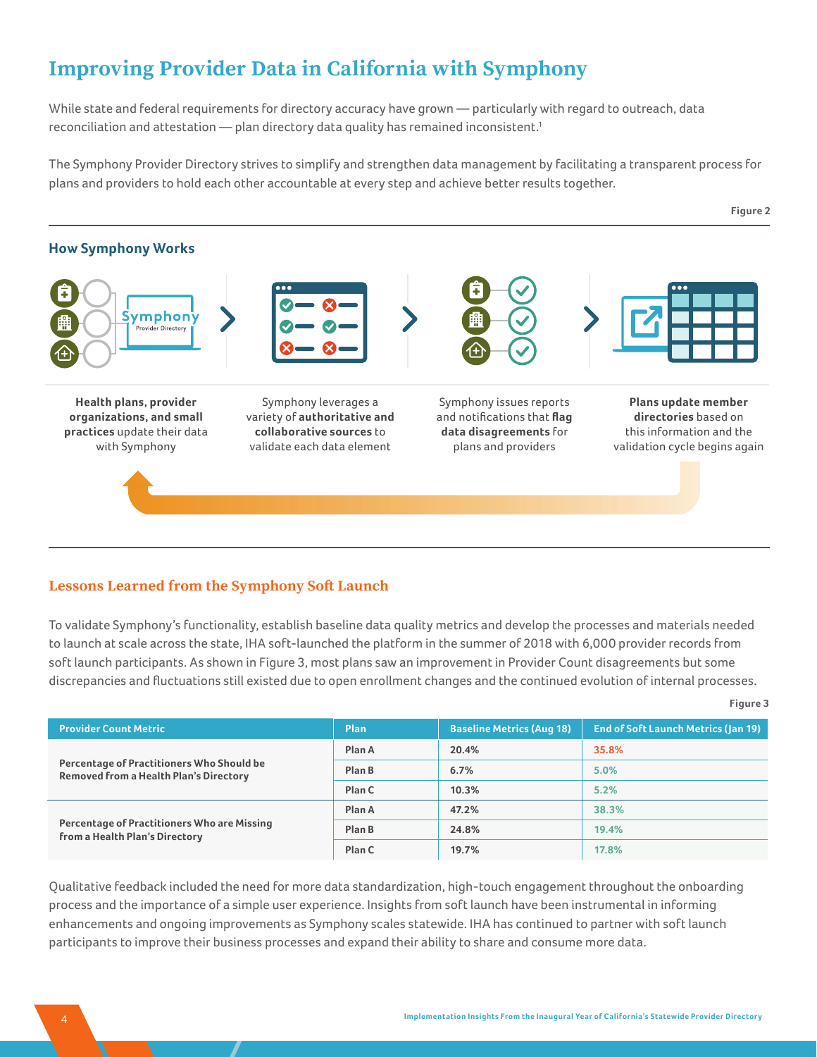# Improving Provider Data in California with Symphony

While state and federal requirements for directory accuracy have grown — particularly with regard to outreach, data reconciliation and attestation — plan directory data quality has remained inconsistent.[1]

The Symphony Provider Directory strives to simplify and strengthen data management by facilitating a transparent process for plans and providers to hold each other accountable at every step and achieve better results together.

Figure 2

### How Symphony Works

**Health plans, provider organizations, and small practices** update their data with Symphony

Symphony leverages a variety of **authoritative and collaborative sources** to validate each data element

Symphony issues reports and notifications that **flag data disagreements** for plans and providers

**Plans update member directories** based on this information and the validation cycle begins again

## Lessons Learned from the Symphony Soft Launch

To validate Symphony's functionality, establish baseline data quality metrics and develop the processes and materials needed to launch at scale across the state, IHA soft-launched the platform in the summer of 2018 with 6,000 provider records from soft launch participants. As shown in Figure 3, most plans saw an improvement in Provider Count disagreements but some discrepancies and fluctuations still existed due to open enrollment changes and the continued evolution of internal processes.

Figure 3

| Provider Count Metric | Plan | Baseline Metrics (Aug 18) | End of Soft Launch Metrics (Jan 19) |
|---|---|---|---|
| Percentage of Practitioners Who Should be Removed from a Health Plan's Directory | Plan A | 20.4% | 35.8% |
| | Plan B | 6.7% | 5.0% |
| | Plan C | 10.3% | 5.2% |
| Percentage of Practitioners Who are Missing from a Health Plan's Directory | Plan A | 47.2% | 38.3% |
| | Plan B | 24.8% | 19.4% |
| | Plan C | 19.7% | 17.8% |

Qualitative feedback included the need for more data standardization, high-touch engagement throughout the onboarding process and the importance of a simple user experience. Insights from soft launch have been instrumental in informing enhancements and ongoing improvements as Symphony scales statewide. IHA has continued to partner with soft launch participants to improve their business processes and expand their ability to share and consume more data.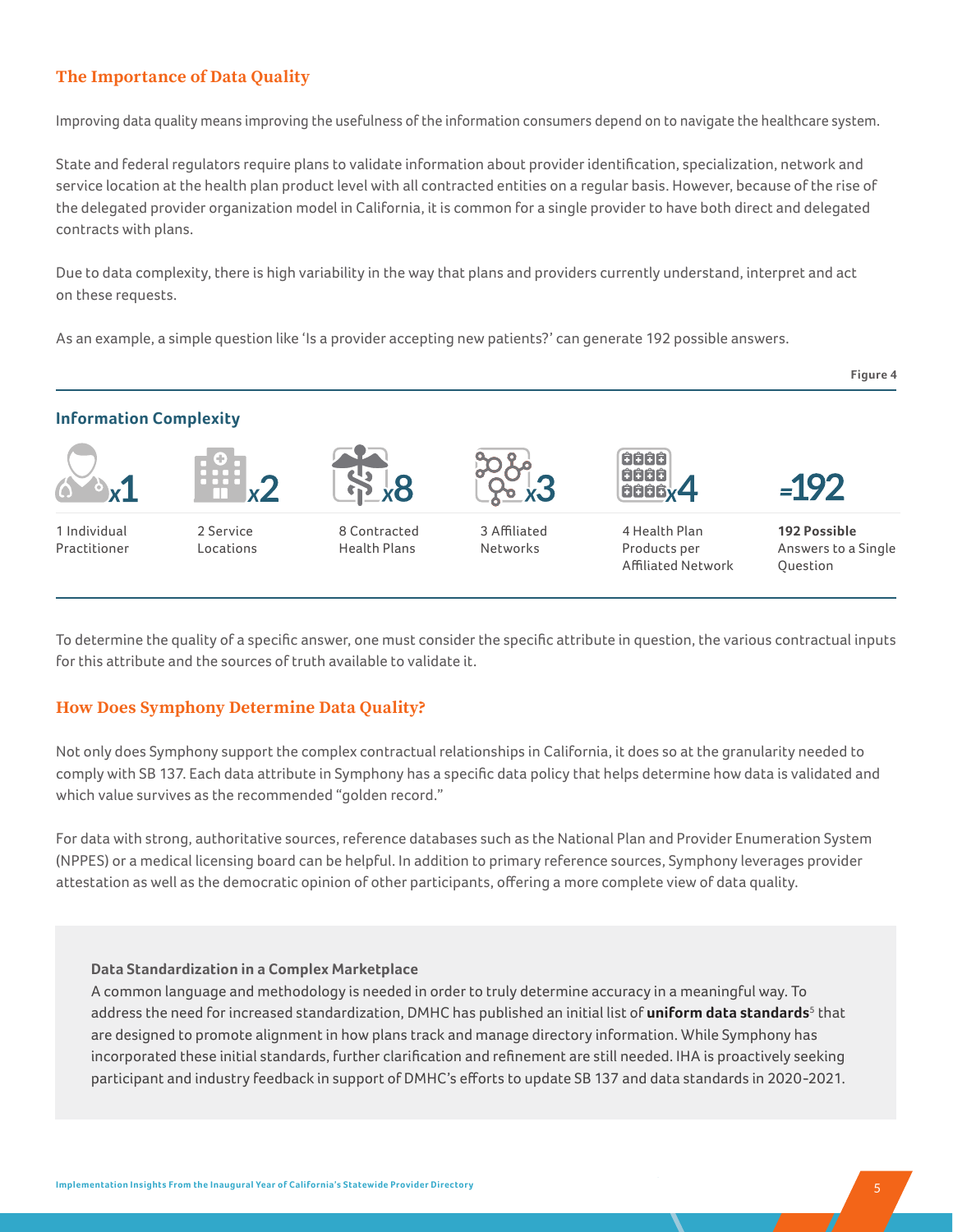## The Importance of Data Quality

Improving data quality means improving the usefulness of the information consumers depend on to navigate the healthcare system.

State and federal regulators require plans to validate information about provider identification, specialization, network and service location at the health plan product level with all contracted entities on a regular basis. However, because of the rise of the delegated provider organization model in California, it is common for a single provider to have both direct and delegated contracts with plans.

Due to data complexity, there is high variability in the way that plans and providers currently understand, interpret and act on these requests.

As an example, a simple question like 'Is a provider accepting new patients?' can generate 192 possible answers.

Figure 4

### Information Complexity

| x1 | x2 | x8 | x3 | x4 | =192 |
|---|---|---|---|---|---|
| 1 Individual Practitioner | 2 Service Locations | 8 Contracted Health Plans | 3 Affiliated Networks | 4 Health Plan Products per Affiliated Network | **192 Possible** Answers to a Single Question |

To determine the quality of a specific answer, one must consider the specific attribute in question, the various contractual inputs for this attribute and the sources of truth available to validate it.

## How Does Symphony Determine Data Quality?

Not only does Symphony support the complex contractual relationships in California, it does so at the granularity needed to comply with SB 137. Each data attribute in Symphony has a specific data policy that helps determine how data is validated and which value survives as the recommended "golden record."

For data with strong, authoritative sources, reference databases such as the National Plan and Provider Enumeration System (NPPES) or a medical licensing board can be helpful. In addition to primary reference sources, Symphony leverages provider attestation as well as the democratic opinion of other participants, offering a more complete view of data quality.

**Data Standardization in a Complex Marketplace**

A common language and methodology is needed in order to truly determine accuracy in a meaningful way. To address the need for increased standardization, DMHC has published an initial list of **uniform data standards**[5] that are designed to promote alignment in how plans track and manage directory information. While Symphony has incorporated these initial standards, further clarification and refinement are still needed. IHA is proactively seeking participant and industry feedback in support of DMHC's efforts to update SB 137 and data standards in 2020-2021.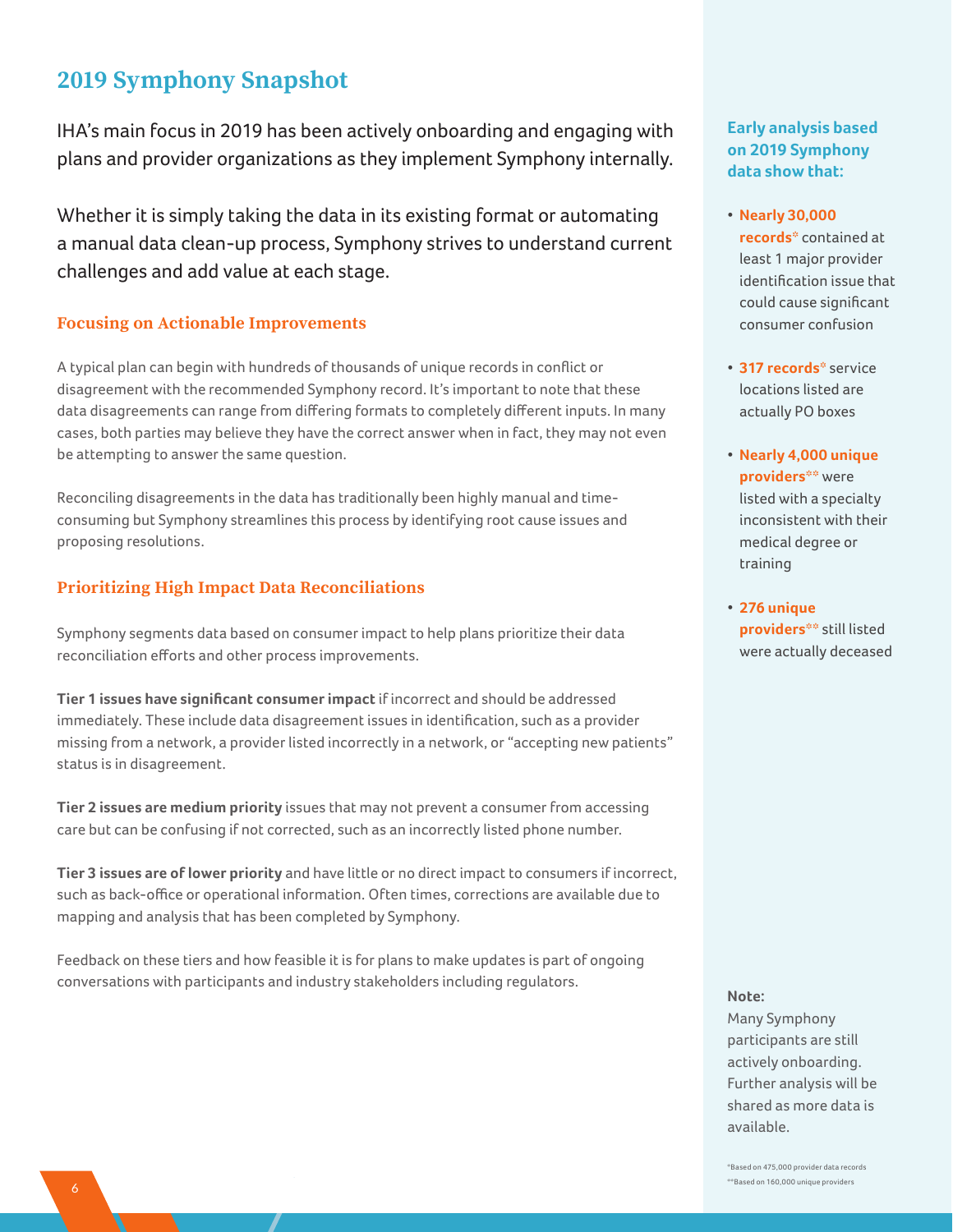## 2019 Symphony Snapshot

IHA's main focus in 2019 has been actively onboarding and engaging with plans and provider organizations as they implement Symphony internally.

Whether it is simply taking the data in its existing format or automating a manual data clean-up process, Symphony strives to understand current challenges and add value at each stage.

### Focusing on Actionable Improvements

A typical plan can begin with hundreds of thousands of unique records in conflict or disagreement with the recommended Symphony record. It's important to note that these data disagreements can range from differing formats to completely different inputs. In many cases, both parties may believe they have the correct answer when in fact, they may not even be attempting to answer the same question.

Reconciling disagreements in the data has traditionally been highly manual and time-consuming but Symphony streamlines this process by identifying root cause issues and proposing resolutions.

### Prioritizing High Impact Data Reconciliations

Symphony segments data based on consumer impact to help plans prioritize their data reconciliation efforts and other process improvements.

**Tier 1 issues have significant consumer impact** if incorrect and should be addressed immediately. These include data disagreement issues in identification, such as a provider missing from a network, a provider listed incorrectly in a network, or "accepting new patients" status is in disagreement.

**Tier 2 issues are medium priority** issues that may not prevent a consumer from accessing care but can be confusing if not corrected, such as an incorrectly listed phone number.

**Tier 3 issues are of lower priority** and have little or no direct impact to consumers if incorrect, such as back-office or operational information. Often times, corrections are available due to mapping and analysis that has been completed by Symphony.

Feedback on these tiers and how feasible it is for plans to make updates is part of ongoing conversations with participants and industry stakeholders including regulators.

**Early analysis based on 2019 Symphony data show that:**

- **Nearly 30,000 records*** contained at least 1 major provider identification issue that could cause significant consumer confusion
- **317 records*** service locations listed are actually PO boxes
- **Nearly 4,000 unique providers**** were listed with a specialty inconsistent with their medical degree or training
- **276 unique providers**** still listed were actually deceased

**Note:**
Many Symphony participants are still actively onboarding. Further analysis will be shared as more data is available.

*Based on 475,000 provider data records
**Based on 160,000 unique providers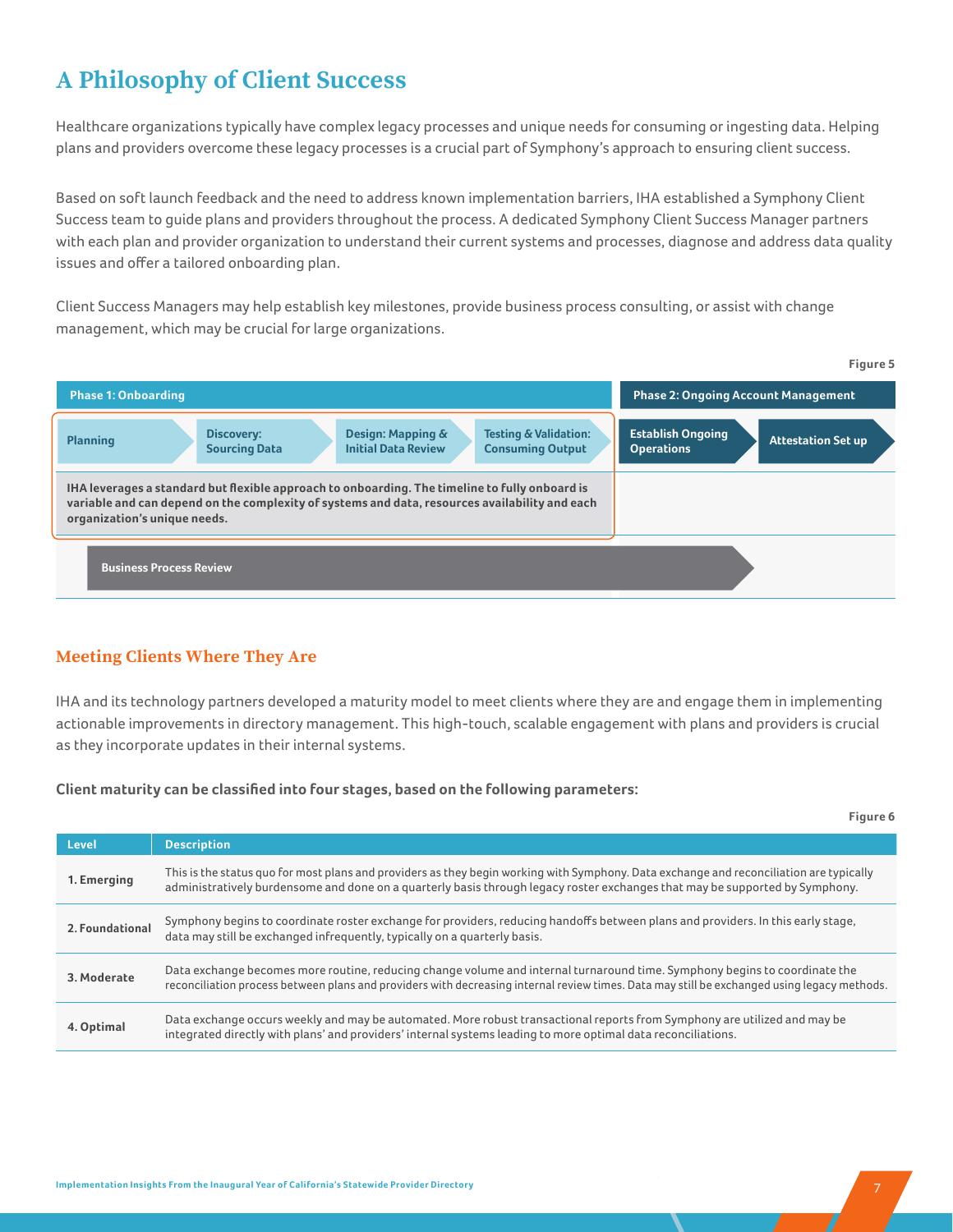## A Philosophy of Client Success

Healthcare organizations typically have complex legacy processes and unique needs for consuming or ingesting data. Helping plans and providers overcome these legacy processes is a crucial part of Symphony's approach to ensuring client success.

Based on soft launch feedback and the need to address known implementation barriers, IHA established a Symphony Client Success team to guide plans and providers throughout the process. A dedicated Symphony Client Success Manager partners with each plan and provider organization to understand their current systems and processes, diagnose and address data quality issues and offer a tailored onboarding plan.

Client Success Managers may help establish key milestones, provide business process consulting, or assist with change management, which may be crucial for large organizations.

Figure 5

**Phase 1: Onboarding**

- Planning
- Discovery: Sourcing Data
- Design: Mapping & Initial Data Review
- Testing & Validation: Consuming Output

**IHA leverages a standard but flexible approach to onboarding. The timeline to fully onboard is variable and can depend on the complexity of systems and data, resources availability and each organization's unique needs.**

**Phase 2: Ongoing Account Management**

- Establish Ongoing Operations
- Attestation Set up

Business Process Review

### Meeting Clients Where They Are

IHA and its technology partners developed a maturity model to meet clients where they are and engage them in implementing actionable improvements in directory management. This high-touch, scalable engagement with plans and providers is crucial as they incorporate updates in their internal systems.

**Client maturity can be classified into four stages, based on the following parameters:**

Figure 6

| Level | Description |
| --- | --- |
| 1. Emerging | This is the status quo for most plans and providers as they begin working with Symphony. Data exchange and reconciliation are typically administratively burdensome and done on a quarterly basis through legacy roster exchanges that may be supported by Symphony. |
| 2. Foundational | Symphony begins to coordinate roster exchange for providers, reducing handoffs between plans and providers. In this early stage, data may still be exchanged infrequently, typically on a quarterly basis. |
| 3. Moderate | Data exchange becomes more routine, reducing change volume and internal turnaround time. Symphony begins to coordinate the reconciliation process between plans and providers with decreasing internal review times. Data may still be exchanged using legacy methods. |
| 4. Optimal | Data exchange occurs weekly and may be automated. More robust transactional reports from Symphony are utilized and may be integrated directly with plans' and providers' internal systems leading to more optimal data reconciliations. |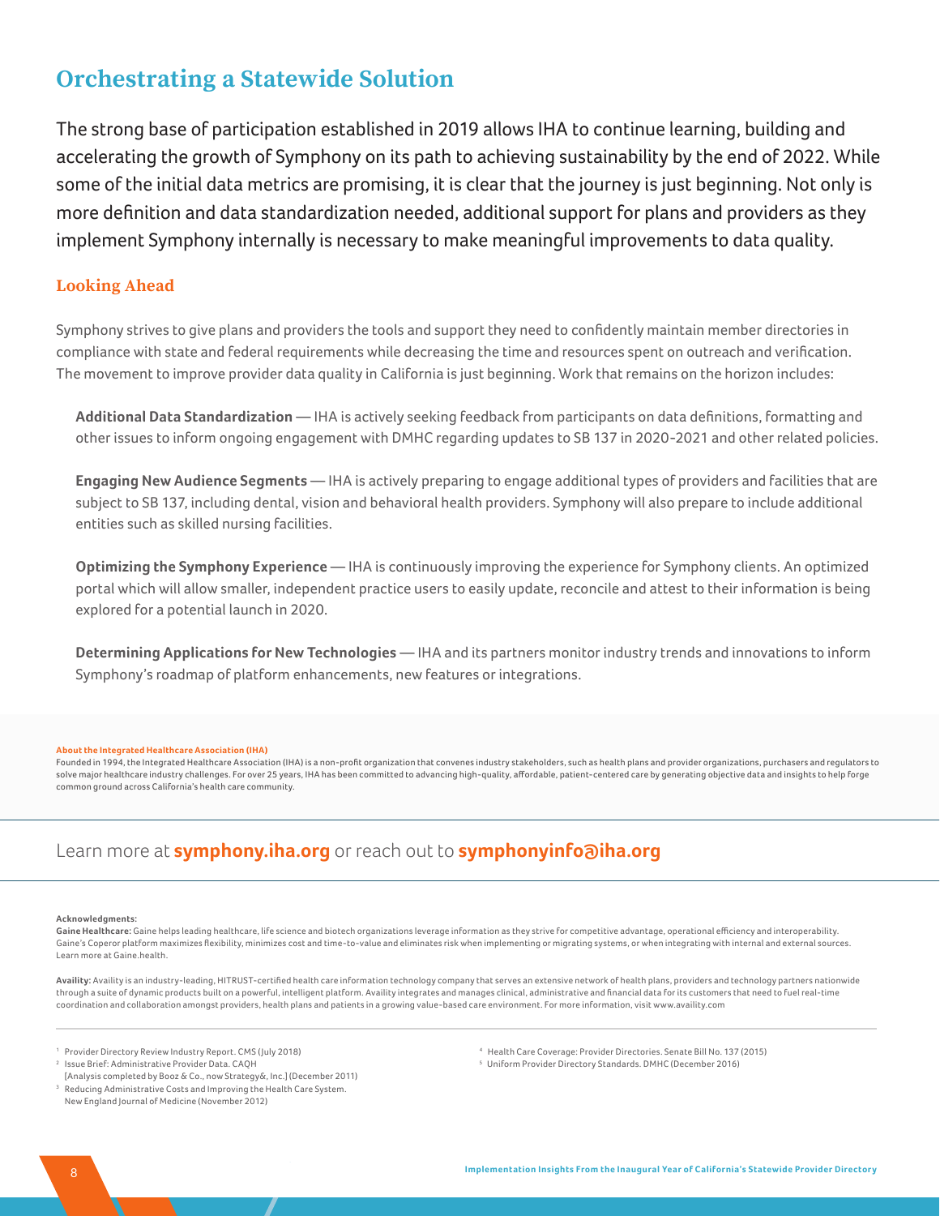## Orchestrating a Statewide Solution

The strong base of participation established in 2019 allows IHA to continue learning, building and accelerating the growth of Symphony on its path to achieving sustainability by the end of 2022. While some of the initial data metrics are promising, it is clear that the journey is just beginning. Not only is more definition and data standardization needed, additional support for plans and providers as they implement Symphony internally is necessary to make meaningful improvements to data quality.

### Looking Ahead

Symphony strives to give plans and providers the tools and support they need to confidently maintain member directories in compliance with state and federal requirements while decreasing the time and resources spent on outreach and verification. The movement to improve provider data quality in California is just beginning. Work that remains on the horizon includes:

**Additional Data Standardization** — IHA is actively seeking feedback from participants on data definitions, formatting and other issues to inform ongoing engagement with DMHC regarding updates to SB 137 in 2020-2021 and other related policies.

**Engaging New Audience Segments** — IHA is actively preparing to engage additional types of providers and facilities that are subject to SB 137, including dental, vision and behavioral health providers. Symphony will also prepare to include additional entities such as skilled nursing facilities.

**Optimizing the Symphony Experience** — IHA is continuously improving the experience for Symphony clients. An optimized portal which will allow smaller, independent practice users to easily update, reconcile and attest to their information is being explored for a potential launch in 2020.

**Determining Applications for New Technologies** — IHA and its partners monitor industry trends and innovations to inform Symphony's roadmap of platform enhancements, new features or integrations.

**About the Integrated Healthcare Association (IHA)**
Founded in 1994, the Integrated Healthcare Association (IHA) is a non-profit organization that convenes industry stakeholders, such as health plans and provider organizations, purchasers and regulators to solve major healthcare industry challenges. For over 25 years, IHA has been committed to advancing high-quality, affordable, patient-centered care by generating objective data and insights to help forge common ground across California's health care community.

Learn more at **symphony.iha.org** or reach out to **symphonyinfo@iha.org**

**Acknowledgments:**
**Gaine Healthcare:** Gaine helps leading healthcare, life science and biotech organizations leverage information as they strive for competitive advantage, operational efficiency and interoperability. Gaine's Coperor platform maximizes flexibility, minimizes cost and time-to-value and eliminates risk when implementing or migrating systems, or when integrating with internal and external sources. Learn more at Gaine.health.

**Availity:** Availity is an industry-leading, HITRUST-certified health care information technology company that serves an extensive network of health plans, providers and technology partners nationwide through a suite of dynamic products built on a powerful, intelligent platform. Availity integrates and manages clinical, administrative and financial data for its customers that need to fuel real-time coordination and collaboration amongst providers, health plans and patients in a growing value-based care environment. For more information, visit www.availity.com

[1] Provider Directory Review Industry Report. CMS (July 2018)
[2] Issue Brief: Administrative Provider Data. CAQH [Analysis completed by Booz & Co., now Strategy&, Inc.] (December 2011)
[3] Reducing Administrative Costs and Improving the Health Care System. New England Journal of Medicine (November 2012)
[4] Health Care Coverage: Provider Directories. Senate Bill No. 137 (2015)
[5] Uniform Provider Directory Standards. DMHC (December 2016)